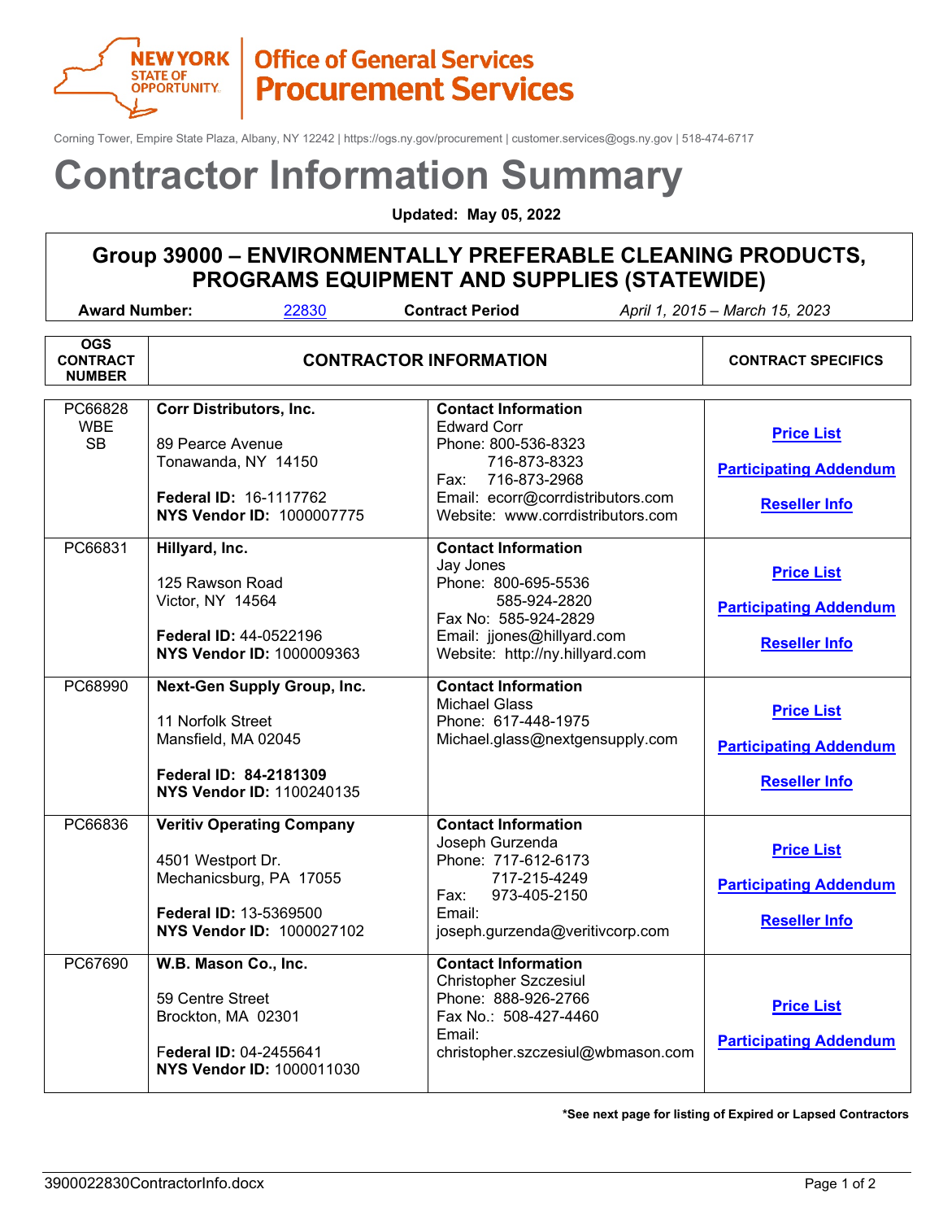**New York State of Opportunity | Office of General Services Procurement Services**

Corning Tower, Empire State Plaza, Albany, NY 12242 | https://ogs.ny.gov/procurement | customer.services@ogs.ny.gov | 518-474-6717

# Contractor Information Summary

**Updated: May 05, 2022**

## Group 39000 – ENVIRONMENTALLY PREFERABLE CLEANING PRODUCTS, PROGRAMS EQUIPMENT AND SUPPLIES (STATEWIDE)

**Award Number:** 22830 **Contract Period** *April 1, 2015 – March 15, 2023*

| OGS CONTRACT NUMBER | CONTRACTOR INFORMATION | | CONTRACT SPECIFICS |
|---|---|---|---|
| PC66828<br>WBE<br>SB | **Corr Distributors, Inc.**<br><br>89 Pearce Avenue<br>Tonawanda, NY 14150<br><br>**Federal ID:** 16-1117762<br>**NYS Vendor ID:** 1000007775 | **Contact Information**<br>Edward Corr<br>Phone: 800-536-8323<br>716-873-8323<br>Fax: 716-873-2968<br>Email: ecorr@corrdistributors.com<br>Website: www.corrdistributors.com | **Price List**<br>**Participating Addendum**<br>**Reseller Info** |
| PC66831 | **Hillyard, Inc.**<br><br>125 Rawson Road<br>Victor, NY 14564<br><br>**Federal ID:** 44-0522196<br>**NYS Vendor ID:** 1000009363 | **Contact Information**<br>Jay Jones<br>Phone: 800-695-5536<br>585-924-2820<br>Fax No: 585-924-2829<br>Email: jjones@hillyard.com<br>Website: http://ny.hillyard.com | **Price List**<br>**Participating Addendum**<br>**Reseller Info** |
| PC68990 | **Next-Gen Supply Group, Inc.**<br><br>11 Norfolk Street<br>Mansfield, MA 02045<br><br>**Federal ID: 84-2181309**<br>**NYS Vendor ID:** 1100240135 | **Contact Information**<br>Michael Glass<br>Phone: 617-448-1975<br>Michael.glass@nextgensupply.com | **Price List**<br>**Participating Addendum**<br>**Reseller Info** |
| PC66836 | **Veritiv Operating Company**<br><br>4501 Westport Dr.<br>Mechanicsburg, PA 17055<br><br>**Federal ID:** 13-5369500<br>**NYS Vendor ID:** 1000027102 | **Contact Information**<br>Joseph Gurzenda<br>Phone: 717-612-6173<br>717-215-4249<br>Fax: 973-405-2150<br>Email:<br>joseph.gurzenda@veritivcorp.com | **Price List**<br>**Participating Addendum**<br>**Reseller Info** |
| PC67690 | **W.B. Mason Co., Inc.**<br><br>59 Centre Street<br>Brockton, MA 02301<br><br>**Federal ID:** 04-2455641<br>**NYS Vendor ID:** 1000011030 | **Contact Information**<br>Christopher Szczesiul<br>Phone: 888-926-2766<br>Fax No.: 508-427-4460<br>Email:<br>christopher.szczesiul@wbmason.com | **Price List**<br>**Participating Addendum** |

***See next page for listing of Expired or Lapsed Contractors**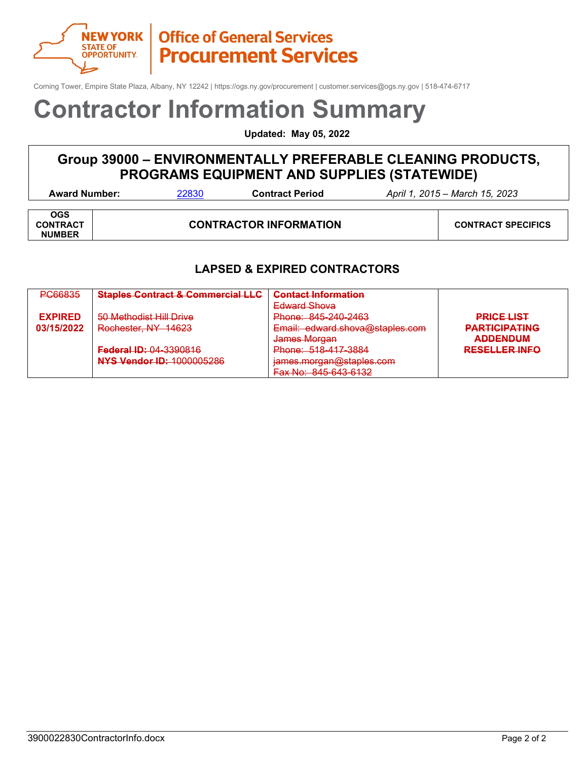# Contractor Information Summary

**Updated: May 05, 2022**

## Group 39000 – ENVIRONMENTALLY PREFERABLE CLEANING PRODUCTS, PROGRAMS EQUIPMENT AND SUPPLIES (STATEWIDE)

| **Award Number:** | 22830 | **Contract Period** | *April 1, 2015 – March 15, 2023* |
|---|---|---|---|

| OGS CONTRACT NUMBER | CONTRACTOR INFORMATION | | CONTRACT SPECIFICS |
|---|---|---|---|

### LAPSED & EXPIRED CONTRACTORS

| | | | |
|---|---|---|---|
| ~~PC66835~~<br><br>**EXPIRED 03/15/2022** | ~~**Staples Contract & Commercial LLC**~~<br><br>~~50 Methodist Hill Drive~~<br>~~Rochester, NY 14623~~<br><br>~~**Federal ID:** 04-3390816~~<br>~~**NYS Vendor ID:** 1000005286~~ | ~~**Contact Information**~~<br>~~Edward Shova~~<br>~~Phone: 845-240-2463~~<br>~~Email: edward.shova@staples.com~~<br>~~James Morgan~~<br>~~Phone: 518-417-3884~~<br>~~james.morgan@staples.com~~<br>~~Fax No: 845-643-6132~~ | ~~**PRICE LIST**~~<br>~~**PARTICIPATING ADDENDUM**~~<br>~~**RESELLER INFO**~~ |

3900022830ContractorInfo.docx